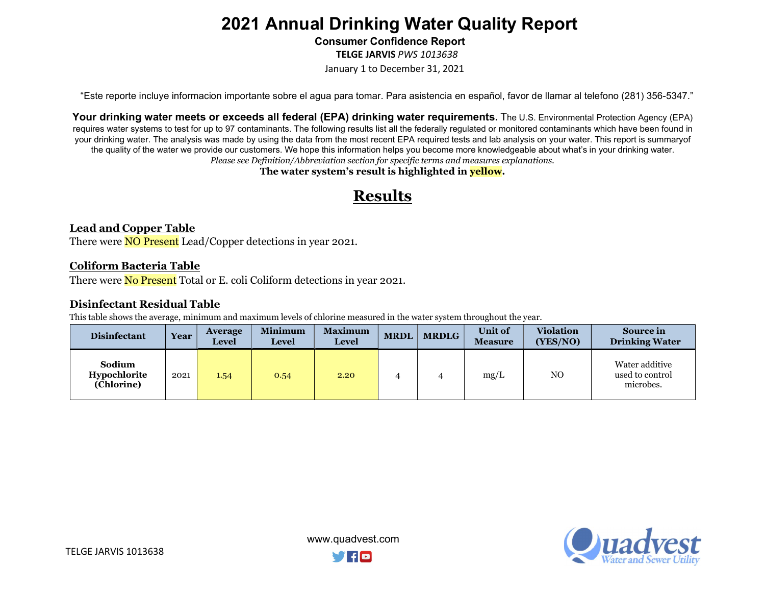# 2021 Annual Drinking Water Quality Report

**Consumer Confidence Report**

**TELGE JARVIS** *PWS 1013638*

January 1 to December 31, 2021

"Este reporte incluye informacion importante sobre el agua para tomar. Para asistencia en español, favor de llamar al telefono (281) 356-5347."

**Your drinking water meets or exceeds all federal (EPA) drinking water requirements.** The U.S. Environmental Protection Agency (EPA) requires water systems to test for up to 97 contaminants. The following results list all the federally regulated or monitored contaminants which have been found in your drinking water. The analysis was made by using the data from the most recent EPA required tests and lab analysis on your water. This report is summaryof the quality of the water we provide our customers. We hope this information helps you become more knowledgeable about what's in your drinking water.

*Please see Definition/Abbreviation section for specific terms and measures explanations.*

**The water system's result is highlighted in yellow.**

## Results

### Lead and Copper Table

There were NO Present Lead/Copper detections in year 2021.

### Coliform Bacteria Table

There were No Present Total or E. coli Coliform detections in year 2021.

### Disinfectant Residual Table

This table shows the average, minimum and maximum levels of chlorine measured in the water system throughout the year.

| Disinfectant | Year | Average Level | Minimum Level | Maximum Level | MRDL | MRDLG | Unit of Measure | Violation (YES/NO) | Source in Drinking Water |
|---|---|---|---|---|---|---|---|---|---|
| Sodium Hypochlorite (Chlorine) | 2021 | 1.54 | 0.54 | 2.20 | 4 | 4 | mg/L | NO | Water additive used to control microbes. |

TELGE JARVIS 1013638

www.quadvest.com

Quadvest Water and Sewer Utility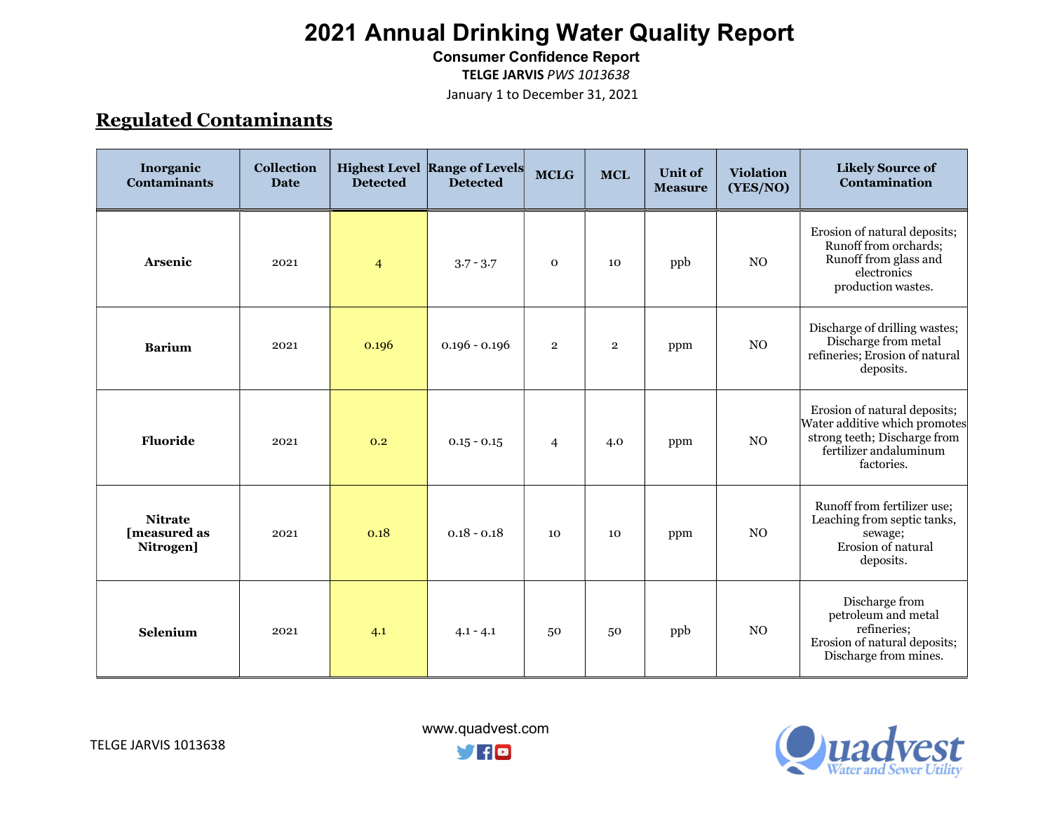# 2021 Annual Drinking Water Quality Report

**Consumer Confidence Report**

**TELGE JARVIS** *PWS 1013638*

January 1 to December 31, 2021

## Regulated Contaminants

| Inorganic Contaminants | Collection Date | Highest Level Detected | Range of Levels Detected | MCLG | MCL | Unit of Measure | Violation (YES/NO) | Likely Source of Contamination |
|---|---|---|---|---|---|---|---|---|
| **Arsenic** | 2021 | 4 | 3.7 - 3.7 | 0 | 10 | ppb | NO | Erosion of natural deposits; Runoff from orchards; Runoff from glass and electronics production wastes. |
| **Barium** | 2021 | 0.196 | 0.196 - 0.196 | 2 | 2 | ppm | NO | Discharge of drilling wastes; Discharge from metal refineries; Erosion of natural deposits. |
| **Fluoride** | 2021 | 0.2 | 0.15 - 0.15 | 4 | 4.0 | ppm | NO | Erosion of natural deposits; Water additive which promotes strong teeth; Discharge from fertilizer andaluminum factories. |
| **Nitrate [measured as Nitrogen]** | 2021 | 0.18 | 0.18 - 0.18 | 10 | 10 | ppm | NO | Runoff from fertilizer use; Leaching from septic tanks, sewage; Erosion of natural deposits. |
| **Selenium** | 2021 | 4.1 | 4.1 - 4.1 | 50 | 50 | ppb | NO | Discharge from petroleum and metal refineries; Erosion of natural deposits; Discharge from mines. |

TELGE JARVIS 1013638

www.quadvest.com

Quadvest Water and Sewer Utility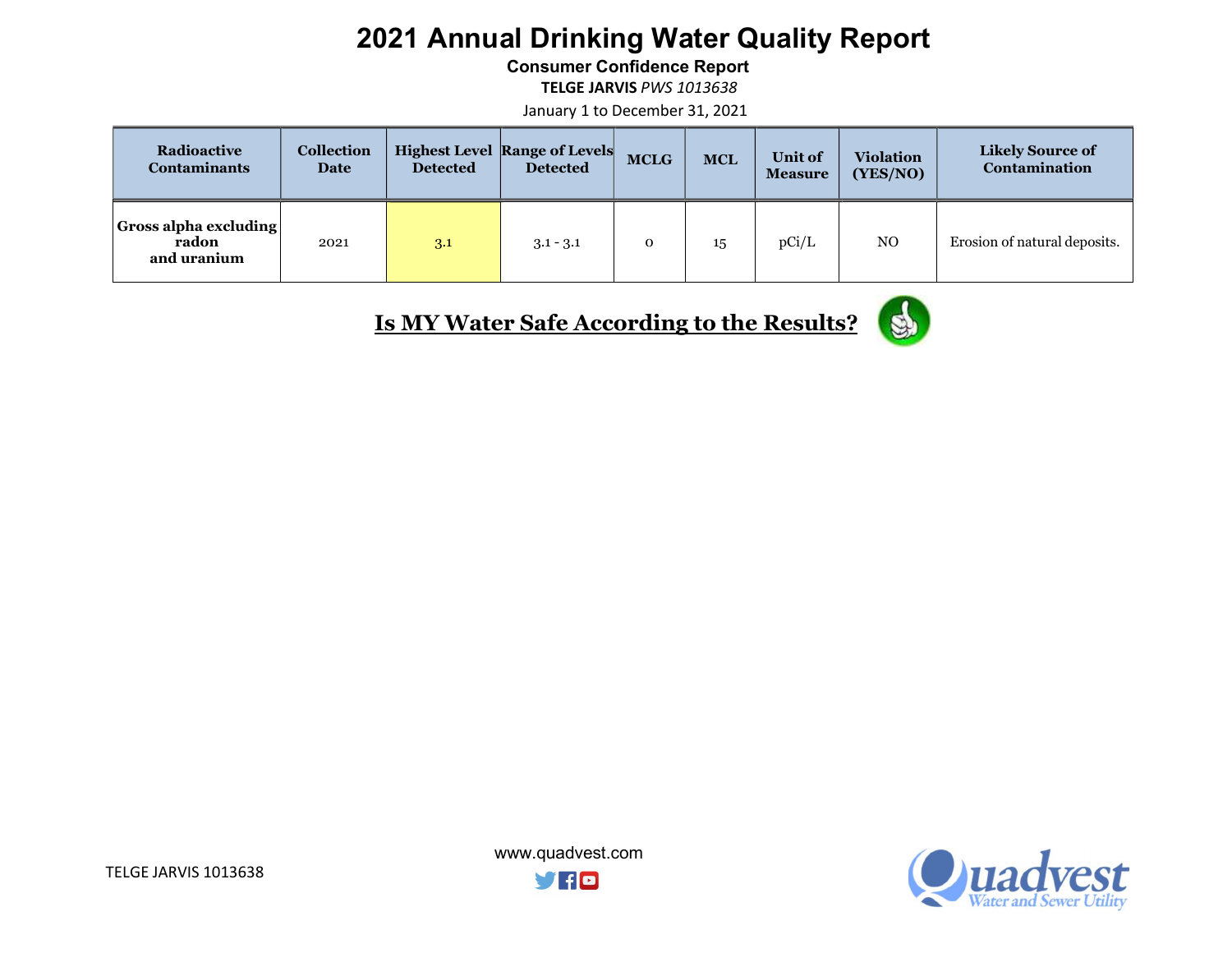# 2021 Annual Drinking Water Quality Report

**Consumer Confidence Report**

**TELGE JARVIS** *PWS 1013638*

January 1 to December 31, 2021

| Radioactive Contaminants | Collection Date | Highest Level Detected | Range of Levels Detected | MCLG | MCL | Unit of Measure | Violation (YES/NO) | Likely Source of Contamination |
|---|---|---|---|---|---|---|---|---|
| **Gross alpha excluding radon and uranium** | 2021 | 3.1 | 3.1 - 3.1 | 0 | 15 | pCi/L | NO | Erosion of natural deposits. |

## Is MY Water Safe According to the Results?

TELGE JARVIS 1013638

www.quadvest.com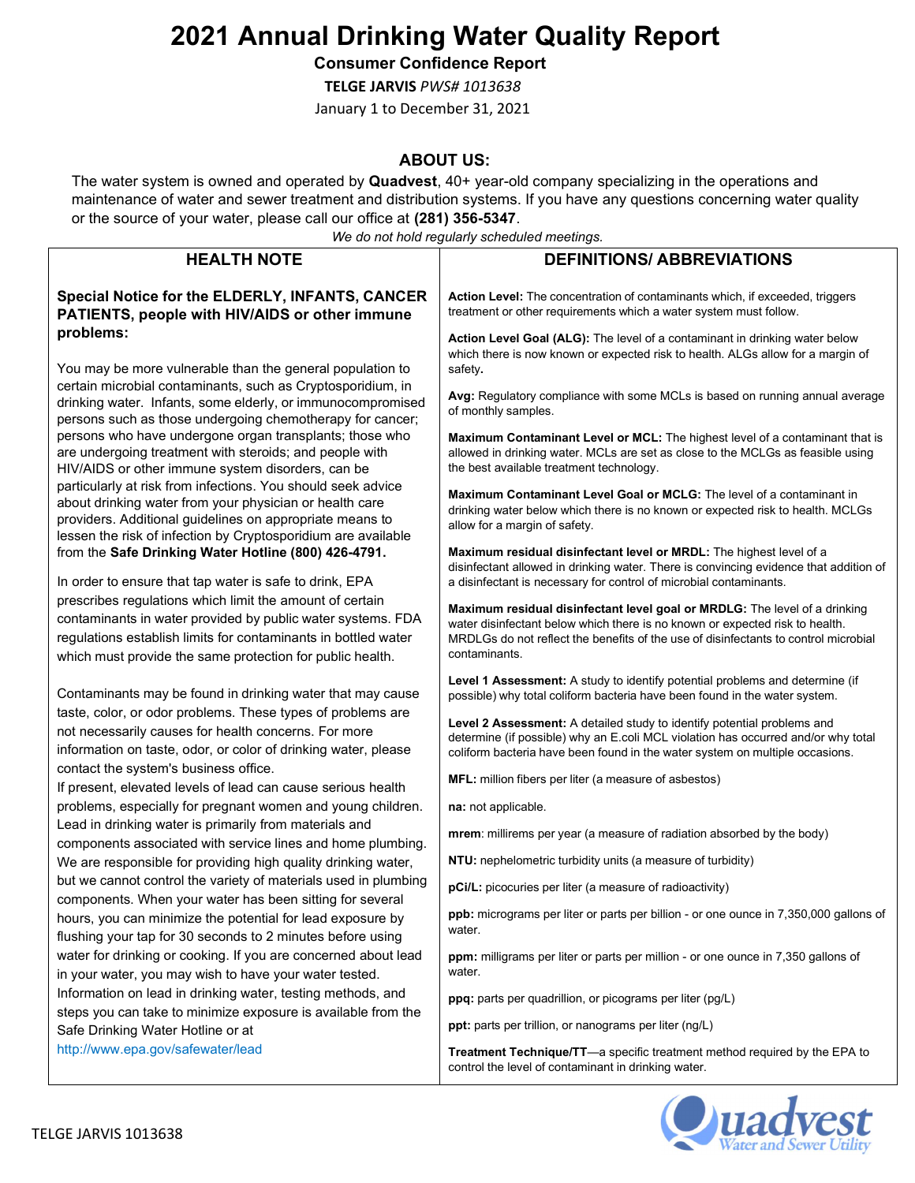# 2021 Annual Drinking Water Quality Report

**Consumer Confidence Report**

**TELGE JARVIS** *PWS# 1013638*

January 1 to December 31, 2021

## ABOUT US:

The water system is owned and operated by **Quadvest**, 40+ year-old company specializing in the operations and maintenance of water and sewer treatment and distribution systems. If you have any questions concerning water quality or the source of your water, please call our office at **(281) 356-5347**.

*We do not hold regularly scheduled meetings.*

## HEALTH NOTE

**Special Notice for the ELDERLY, INFANTS, CANCER PATIENTS, people with HIV/AIDS or other immune problems:**

You may be more vulnerable than the general population to certain microbial contaminants, such as Cryptosporidium, in drinking water. Infants, some elderly, or immunocompromised persons such as those undergoing chemotherapy for cancer; persons who have undergone organ transplants; those who are undergoing treatment with steroids; and people with HIV/AIDS or other immune system disorders, can be particularly at risk from infections. You should seek advice about drinking water from your physician or health care providers. Additional guidelines on appropriate means to lessen the risk of infection by Cryptosporidium are available from the **Safe Drinking Water Hotline (800) 426-4791.**

In order to ensure that tap water is safe to drink, EPA prescribes regulations which limit the amount of certain contaminants in water provided by public water systems. FDA regulations establish limits for contaminants in bottled water which must provide the same protection for public health.

Contaminants may be found in drinking water that may cause taste, color, or odor problems. These types of problems are not necessarily causes for health concerns. For more information on taste, odor, or color of drinking water, please contact the system's business office.

If present, elevated levels of lead can cause serious health problems, especially for pregnant women and young children. Lead in drinking water is primarily from materials and components associated with service lines and home plumbing. We are responsible for providing high quality drinking water, but we cannot control the variety of materials used in plumbing components. When your water has been sitting for several hours, you can minimize the potential for lead exposure by flushing your tap for 30 seconds to 2 minutes before using water for drinking or cooking. If you are concerned about lead in your water, you may wish to have your water tested. Information on lead in drinking water, testing methods, and steps you can take to minimize exposure is available from the Safe Drinking Water Hotline or at http://www.epa.gov/safewater/lead

## DEFINITIONS/ ABBREVIATIONS

**Action Level:** The concentration of contaminants which, if exceeded, triggers treatment or other requirements which a water system must follow.

**Action Level Goal (ALG):** The level of a contaminant in drinking water below which there is now known or expected risk to health. ALGs allow for a margin of safety.

**Avg:** Regulatory compliance with some MCLs is based on running annual average of monthly samples.

**Maximum Contaminant Level or MCL:** The highest level of a contaminant that is allowed in drinking water. MCLs are set as close to the MCLGs as feasible using the best available treatment technology.

**Maximum Contaminant Level Goal or MCLG:** The level of a contaminant in drinking water below which there is no known or expected risk to health. MCLGs allow for a margin of safety.

**Maximum residual disinfectant level or MRDL:** The highest level of a disinfectant allowed in drinking water. There is convincing evidence that addition of a disinfectant is necessary for control of microbial contaminants.

**Maximum residual disinfectant level goal or MRDLG:** The level of a drinking water disinfectant below which there is no known or expected risk to health. MRDLGs do not reflect the benefits of the use of disinfectants to control microbial contaminants.

**Level 1 Assessment:** A study to identify potential problems and determine (if possible) why total coliform bacteria have been found in the water system.

**Level 2 Assessment:** A detailed study to identify potential problems and determine (if possible) why an E.coli MCL violation has occurred and/or why total coliform bacteria have been found in the water system on multiple occasions.

**MFL:** million fibers per liter (a measure of asbestos)

**na:** not applicable.

**mrem**: millirems per year (a measure of radiation absorbed by the body)

**NTU:** nephelometric turbidity units (a measure of turbidity)

**pCi/L:** picocuries per liter (a measure of radioactivity)

**ppb:** micrograms per liter or parts per billion - or one ounce in 7,350,000 gallons of water.

**ppm:** milligrams per liter or parts per million - or one ounce in 7,350 gallons of water.

**ppq:** parts per quadrillion, or picograms per liter (pg/L)

**ppt:** parts per trillion, or nanograms per liter (ng/L)

**Treatment Technique/TT**—a specific treatment method required by the EPA to control the level of contaminant in drinking water.

TELGE JARVIS 1013638

Quadvest Water and Sewer Utility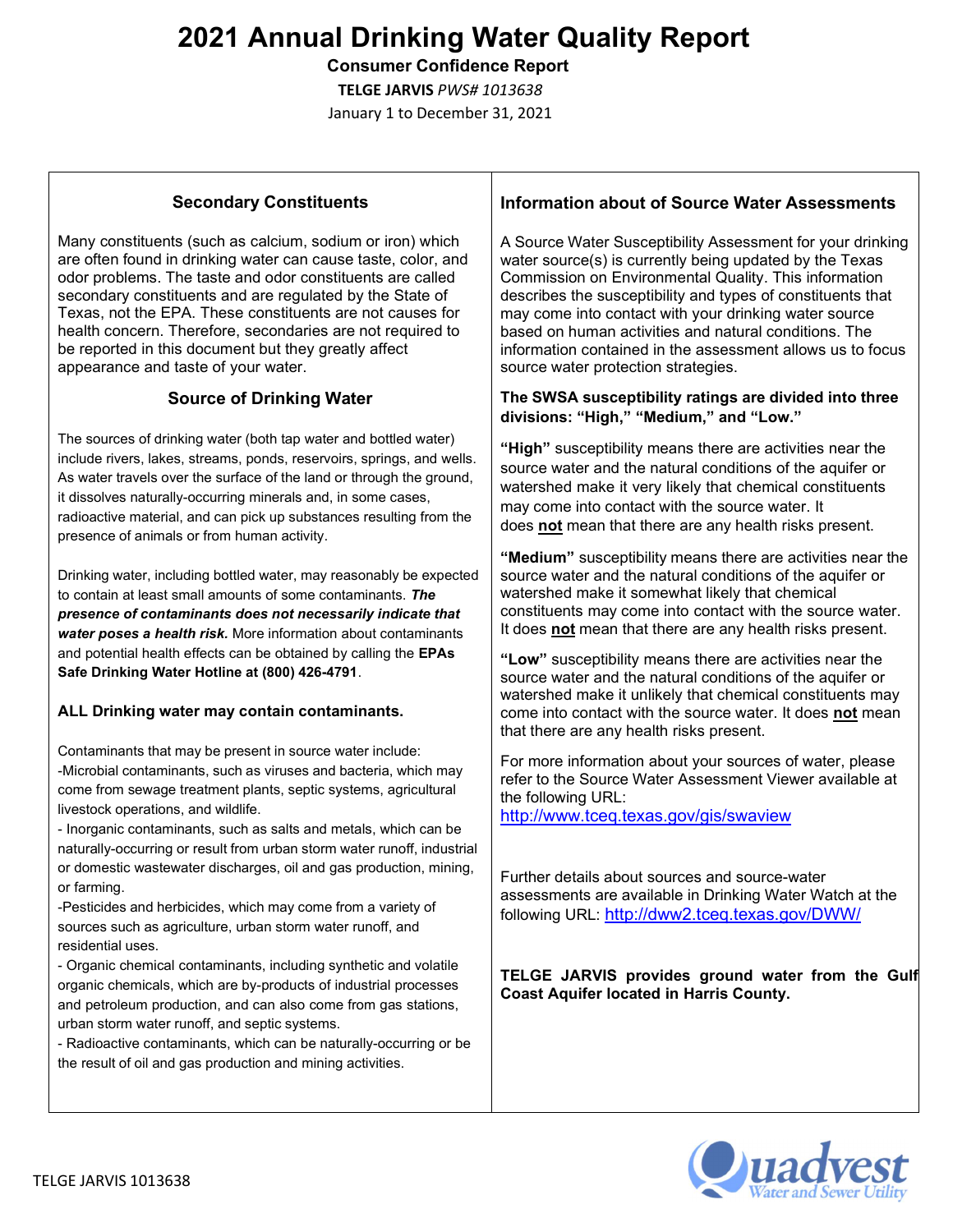# 2021 Annual Drinking Water Quality Report

**Consumer Confidence Report**

**TELGE JARVIS** *PWS# 1013638*

January 1 to December 31, 2021

## Secondary Constituents

Many constituents (such as calcium, sodium or iron) which are often found in drinking water can cause taste, color, and odor problems. The taste and odor constituents are called secondary constituents and are regulated by the State of Texas, not the EPA. These constituents are not causes for health concern. Therefore, secondaries are not required to be reported in this document but they greatly affect appearance and taste of your water.

## Source of Drinking Water

The sources of drinking water (both tap water and bottled water) include rivers, lakes, streams, ponds, reservoirs, springs, and wells. As water travels over the surface of the land or through the ground, it dissolves naturally-occurring minerals and, in some cases, radioactive material, and can pick up substances resulting from the presence of animals or from human activity.

Drinking water, including bottled water, may reasonably be expected to contain at least small amounts of some contaminants. ***The presence of contaminants does not necessarily indicate that water poses a health risk.*** More information about contaminants and potential health effects can be obtained by calling the **EPAs Safe Drinking Water Hotline at (800) 426-4791**.

**ALL Drinking water may contain contaminants.**

Contaminants that may be present in source water include:

-Microbial contaminants, such as viruses and bacteria, which may come from sewage treatment plants, septic systems, agricultural livestock operations, and wildlife.

- Inorganic contaminants, such as salts and metals, which can be naturally-occurring or result from urban storm water runoff, industrial or domestic wastewater discharges, oil and gas production, mining, or farming.

-Pesticides and herbicides, which may come from a variety of sources such as agriculture, urban storm water runoff, and residential uses.

- Organic chemical contaminants, including synthetic and volatile organic chemicals, which are by-products of industrial processes and petroleum production, and can also come from gas stations, urban storm water runoff, and septic systems.

- Radioactive contaminants, which can be naturally-occurring or be the result of oil and gas production and mining activities.

## Information about of Source Water Assessments

A Source Water Susceptibility Assessment for your drinking water source(s) is currently being updated by the Texas Commission on Environmental Quality. This information describes the susceptibility and types of constituents that may come into contact with your drinking water source based on human activities and natural conditions. The information contained in the assessment allows us to focus source water protection strategies.

**The SWSA susceptibility ratings are divided into three divisions: "High," "Medium," and "Low."**

**"High"** susceptibility means there are activities near the source water and the natural conditions of the aquifer or watershed make it very likely that chemical constituents may come into contact with the source water. It does **not** mean that there are any health risks present.

**"Medium"** susceptibility means there are activities near the source water and the natural conditions of the aquifer or watershed make it somewhat likely that chemical constituents may come into contact with the source water. It does **not** mean that there are any health risks present.

**"Low"** susceptibility means there are activities near the source water and the natural conditions of the aquifer or watershed make it unlikely that chemical constituents may come into contact with the source water. It does **not** mean that there are any health risks present.

For more information about your sources of water, please refer to the Source Water Assessment Viewer available at the following URL: http://www.tceq.texas.gov/gis/swaview

Further details about sources and source-water assessments are available in Drinking Water Watch at the following URL: http://dww2.tceq.texas.gov/DWW/

**TELGE JARVIS provides ground water from the Gulf Coast Aquifer located in Harris County.**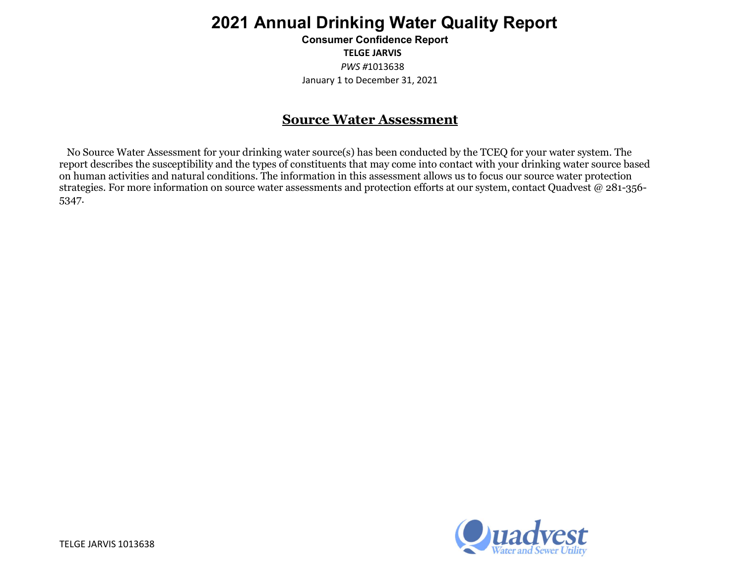# 2021 Annual Drinking Water Quality Report

**Consumer Confidence Report**

**TELGE JARVIS**

*PWS* #1013638

January 1 to December 31, 2021

## Source Water Assessment

No Source Water Assessment for your drinking water source(s) has been conducted by the TCEQ for your water system. The report describes the susceptibility and the types of constituents that may come into contact with your drinking water source based on human activities and natural conditions. The information in this assessment allows us to focus our source water protection strategies. For more information on source water assessments and protection efforts at our system, contact Quadvest @ 281-356-5347.